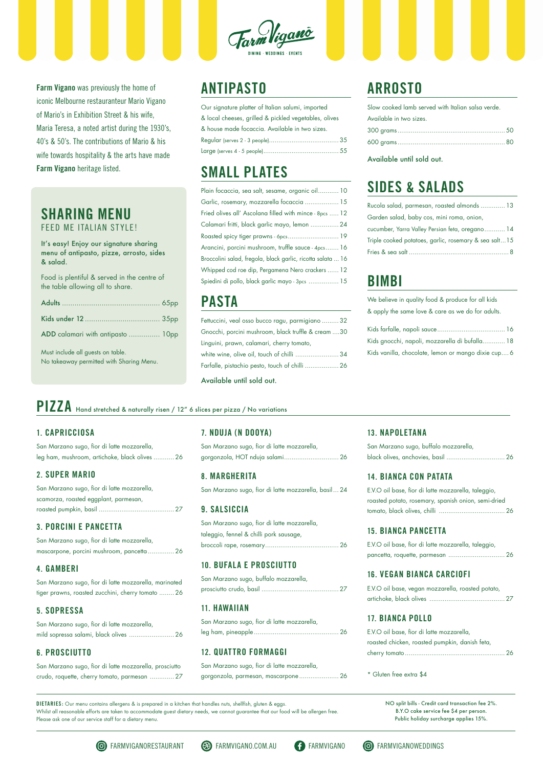Farm Viganò

DINING · WEDDINGS · EVENTS

**Farm Vigano** was previously the home of iconic Melbourne restauranteur Mario Vigano of Mario's in Exhibition Street & his wife, Maria Teresa, a noted artist during the 1930's, 40's & 50's. The contributions of Mario & his wife towards hospitality & the arts have made **Farm Vigano** heritage listed.

## SHARING MENU

FEED ME ITALIAN STYLE!

It's easy! Enjoy our signature sharing menu of antipasto, pizze, arrosto, sides & salad.

Food is plentiful & served in the centre of the table allowing all to share.

- Adults ........ 65pp
- Kids under 12 ........ 35pp
- ADD calamari with antipasto ........ 10pp

Must include all guests on table.
No takeaway permitted with Sharing Menu.

## ANTIPASTO

Our signature platter of Italian salumi, imported & local cheeses, grilled & pickled vegetables, olives & house made focaccia. Available in two sizes.

- Regular (serves 2 - 3 people) ........ 35
- Large (serves 4 - 5 people) ........ 55

## SMALL PLATES

- Plain focaccia, sea salt, sesame, organic oil ........ 10
- Garlic, rosemary, mozzarella focaccia ........ 15
- Fried olives all' Ascolana filled with mince - 8pcs ........ 12
- Calamari fritti, black garlic mayo, lemon ........ 24
- Roasted spicy tiger prawns - 6pcs ........ 19
- Arancini, porcini mushroom, truffle sauce - 4pcs ........ 16
- Broccolini salad, fregola, black garlic, ricotta salata ... 16
- Whipped cod roe dip, Pergamena Nero crackers ........ 12
- Spiedini di pollo, black garlic mayo - 3pcs ........ 15

## PASTA

- Fettuccini, veal osso bucco ragu, parmigiano ........ 32
- Gnocchi, porcini mushroom, black truffle & cream ........ 30
- Linguini, prawn, calamari, cherry tomato, white wine, olive oil, touch of chilli ........ 34
- Farfalle, pistachio pesto, touch of chilli ........ 26

Available until sold out.

## ARROSTO

Slow cooked lamb served with Italian salsa verde. Available in two sizes.

- 300 grams ........ 50
- 600 grams ........ 80

Available until sold out.

## SIDES & SALADS

- Rucola salad, parmesan, roasted almonds ........ 13
- Garden salad, baby cos, mini roma, onion, cucumber, Yarra Valley Persian feta, oregano ........ 14
- Triple cooked potatoes, garlic, rosemary & sea salt ... 15
- Fries & sea salt ........ 8

## BIMBI

We believe in quality food & produce for all kids & apply the same love & care as we do for adults.

- Kids farfalle, napoli sauce ........ 16
- Kids gnocchi, napoli, mozzarella di bufalla ........ 18
- Kids vanilla, chocolate, lemon or mango dixie cup ........ 6

## PIZZA

Hand stretched & naturally risen / 12" 6 slices per pizza / No variations

### 1. CAPRICCIOSA

San Marzano sugo, fior di latte mozzarella, leg ham, mushroom, artichoke, black olives ........ 26

### 2. SUPER MARIO

San Marzano sugo, fior di latte mozzarella, scamorza, roasted eggplant, parmesan, roasted pumpkin, basil ........ 27

### 3. PORCINI E PANCETTA

San Marzano sugo, fior di latte mozzarella, mascarpone, porcini mushroom, pancetta ........ 26

### 4. GAMBERI

San Marzano sugo, fior di latte mozzarella, marinated tiger prawns, roasted zucchini, cherry tomato ........ 26

### 5. SOPRESSA

San Marzano sugo, fior di latte mozzarella, mild sopressa salami, black olives ........ 26

### 6. PROSCIUTTO

San Marzano sugo, fior di latte mozzarella, prosciutto crudo, roquette, cherry tomato, parmesan ........ 27

### 7. NDUJA (N DOOYA)

San Marzano sugo, fior di latte mozzarella, gorgonzola, HOT nduja salami ........ 26

### 8. MARGHERITA

San Marzano sugo, fior di latte mozzarella, basil ... 24

### 9. SALSICCIA

San Marzano sugo, fior di latte mozzarella, taleggio, fennel & chilli pork sausage, broccoli rape, rosemary ........ 26

### 10. BUFALA E PROSCIUTTO

San Marzano sugo, buffalo mozzarella, prosciutto crudo, basil ........ 27

### 11. HAWAIIAN

San Marzano sugo, fior di latte mozzarella, leg ham, pineapple ........ 26

### 12. QUATTRO FORMAGGI

San Marzano sugo, fior di latte mozzarella, gorgonzola, parmesan, mascarpone ........ 26

### 13. NAPOLETANA

San Marzano sugo, buffalo mozzarella, black olives, anchovies, basil ........ 26

### 14. BIANCA CON PATATA

E.V.O oil base, fior di latte mozzarella, taleggio, roasted potato, rosemary, spanish onion, semi-dried tomato, black olives, chilli ........ 26

### 15. BIANCA PANCETTA

E.V.O oil base, fior di latte mozzarella, taleggio, pancetta, roquette, parmesan ........ 26

### 16. VEGAN BIANCA CARCIOFI

E.V.O oil base, vegan mozzarella, roasted potato, artichoke, black olives ........ 27

### 17. BIANCA POLLO

E.V.O oil base, fior di latte mozzarella, roasted chicken, roasted pumpkin, danish feta, cherry tomato ........ 26

* Gluten free extra $4

**DIETARIES:** Our menu contains allergens & is prepared in a kitchen that handles nuts, shellfish, gluten & eggs. Whilst all reasonable efforts are taken to accommodate guest dietary needs, we cannot guarantee that our food will be allergen free. Please ask one of our service staff for a dietary menu.

NO split bills - Credit card transaction fee 2%.
B.Y.O cake service fee $4 per person.
Public holiday surcharge applies 15%.

FARMVIGANORESTAURANT | FARMVIGANO.COM.AU | FARMVIGANO | FARMVIGANOWEDDINGS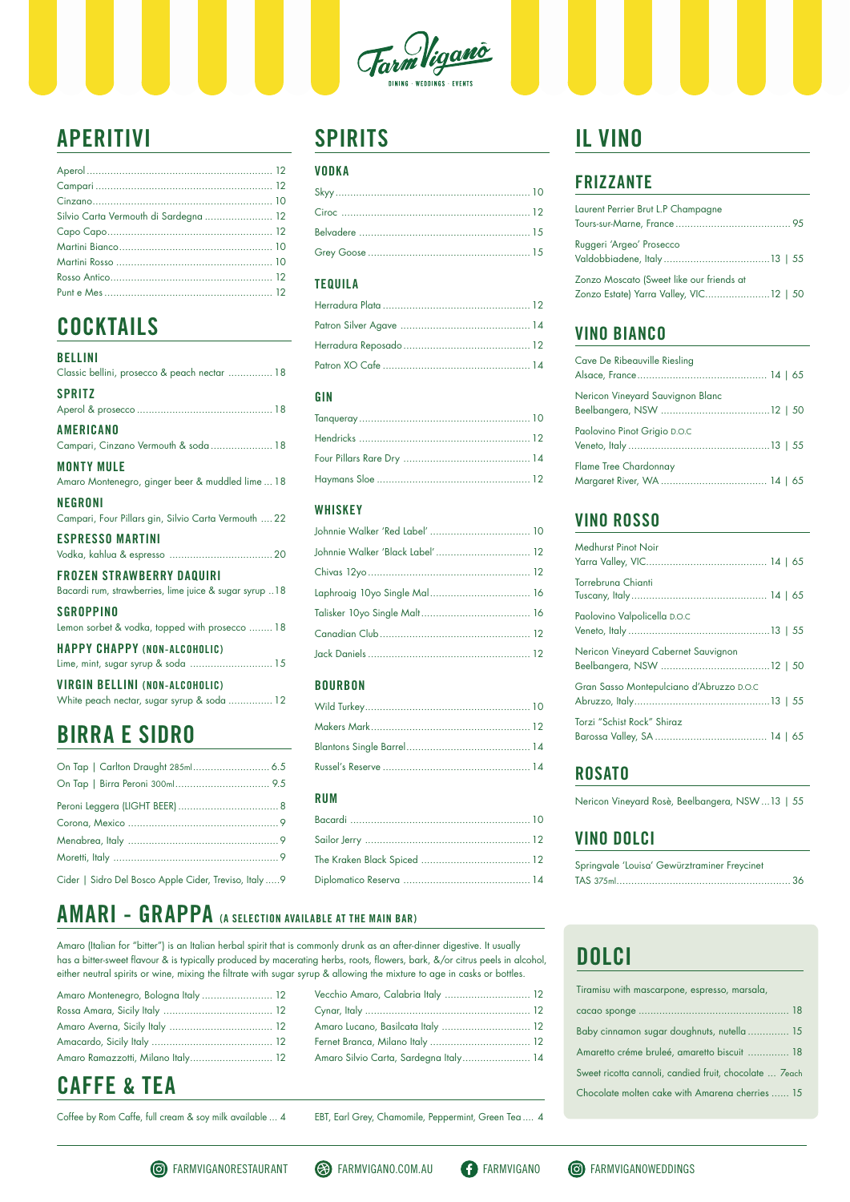Farm Viganò

DINING · WEDDINGS · EVENTS

# APERITIVI

- Aperol ... 12
- Campari ... 12
- Cinzano ... 10
- Silvio Carta Vermouth di Sardegna ... 12
- Capo Capo ... 12
- Martini Bianco ... 10
- Martini Rosso ... 10
- Rosso Antico ... 12
- Punt e Mes ... 12

# COCKTAILS

**BELLINI**
Classic bellini, prosecco & peach nectar ... 18

**SPRITZ**
Aperol & prosecco ... 18

**AMERICANO**
Campari, Cinzano Vermouth & soda ... 18

**MONTY MULE**
Amaro Montenegro, ginger beer & muddled lime ... 18

**NEGRONI**
Campari, Four Pillars gin, Silvio Carta Vermouth ... 22

**ESPRESSO MARTINI**
Vodka, kahlua & espresso ... 20

**FROZEN STRAWBERRY DAQUIRI**
Bacardi rum, strawberries, lime juice & sugar syrup ... 18

**SGROPPINO**
Lemon sorbet & vodka, topped with prosecco ... 18

**HAPPY CHAPPY (NON-ALCOHOLIC)**
Lime, mint, sugar syrup & soda ... 15

**VIRGIN BELLINI (NON-ALCOHOLIC)**
White peach nectar, sugar syrup & soda ... 12

# BIRRA E SIDRO

- On Tap | Carlton Draught 285ml ... 6.5
- On Tap | Birra Peroni 300ml ... 9.5
- Peroni Leggera (LIGHT BEER) ... 8
- Corona, Mexico ... 9
- Menabrea, Italy ... 9
- Moretti, Italy ... 9
- Cider | Sidro Del Bosco Apple Cider, Treviso, Italy ... 9

# SPIRITS

## VODKA

- Skyy ... 10
- Ciroc ... 12
- Belvadere ... 15
- Grey Goose ... 15

## TEQUILA

- Herradura Plata ... 12
- Patron Silver Agave ... 14
- Herradura Reposado ... 12
- Patron XO Cafe ... 14

## GIN

- Tanqueray ... 10
- Hendricks ... 12
- Four Pillars Rare Dry ... 14
- Haymans Sloe ... 12

## WHISKEY

- Johnnie Walker 'Red Label' ... 10
- Johnnie Walker 'Black Label' ... 12
- Chivas 12yo ... 12
- Laphroaig 10yo Single Mal ... 16
- Talisker 10yo Single Malt ... 16
- Canadian Club ... 12
- Jack Daniels ... 12

## BOURBON

- Wild Turkey ... 10
- Makers Mark ... 12
- Blantons Single Barrel ... 14
- Russel's Reserve ... 14

## RUM

- Bacardi ... 10
- Sailor Jerry ... 12
- The Kraken Black Spiced ... 12
- Diplomatico Reserva ... 14

# IL VINO

## FRIZZANTE

- Laurent Perrier Brut L.P Champagne
  Tours-sur-Marne, France ... 95
- Ruggeri 'Argeo' Prosecco
  Valdobbiadene, Italy ... 13 | 55
- Zonzo Moscato (Sweet like our friends at Zonzo Estate) Yarra Valley, VIC ... 12 | 50

## VINO BIANCO

- Cave De Ribeauville Riesling
  Alsace, France ... 14 | 65
- Nericon Vineyard Sauvignon Blanc
  Beelbangera, NSW ... 12 | 50
- Paolovino Pinot Grigio D.O.C
  Veneto, Italy ... 13 | 55
- Flame Tree Chardonnay
  Margaret River, WA ... 14 | 65

## VINO ROSSO

- Medhurst Pinot Noir
  Yarra Valley, VIC ... 14 | 65
- Torrebruna Chianti
  Tuscany, Italy ... 14 | 65
- Paolovino Valpolicella D.O.C
  Veneto, Italy ... 13 | 55
- Nericon Vineyard Cabernet Sauvignon
  Beelbangera, NSW ... 12 | 50
- Gran Sasso Montepulciano d'Abruzzo D.O.C
  Abruzzo, Italy ... 13 | 55
- Torzi "Schist Rock" Shiraz
  Barossa Valley, SA ... 14 | 65

## ROSATO

- Nericon Vineyard Rosè, Beelbangera, NSW ... 13 | 55

## VINO DOLCI

- Springvale 'Louisa' Gewürztraminer Freycinet
  TAS 375ml ... 36

# AMARI - GRAPPA (A SELECTION AVAILABLE AT THE MAIN BAR)

Amaro (Italian for "bitter") is an Italian herbal spirit that is commonly drunk as an after-dinner digestive. It usually has a bitter-sweet flavour & is typically produced by macerating herbs, roots, flowers, bark, &/or citrus peels in alcohol, either neutral spirits or wine, mixing the filtrate with sugar syrup & allowing the mixture to age in casks or bottles.

- Amaro Montenegro, Bologna Italy ... 12
- Rossa Amara, Sicily Italy ... 12
- Amaro Averna, Sicily Italy ... 12
- Amacardo, Sicily Italy ... 12
- Amaro Ramazzotti, Milano Italy ... 12
- Vecchio Amaro, Calabria Italy ... 12
- Cynar, Italy ... 12
- Amaro Lucano, Basilcata Italy ... 12
- Fernet Branca, Milano Italy ... 12
- Amaro Silvio Carta, Sardegna Italy ... 14

# CAFFE & TEA

- Coffee by Rom Caffe, full cream & soy milk available ... 4
- EBT, Earl Grey, Chamomile, Peppermint, Green Tea ... 4

# DOLCI

- Tiramisu with mascarpone, espresso, marsala, cacao sponge ... 18
- Baby cinnamon sugar doughnuts, nutella ... 15
- Amaretto créme bruleé, amaretto biscuit ... 18
- Sweet ricotta cannoli, candied fruit, chocolate ... 7each
- Chocolate molten cake with Amarena cherries ... 15

FARMVIGANORESTAURANT · FARMVIGANO.COM.AU · FARMVIGANO · FARMVIGANOWEDDINGS